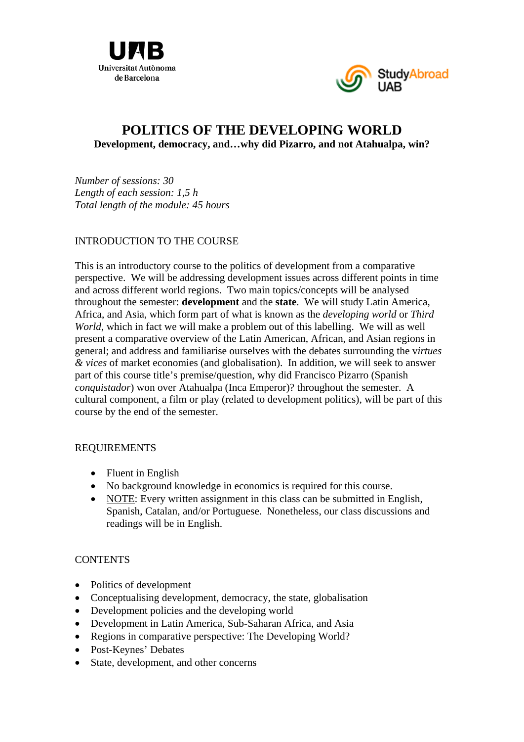# POLITICS OF THE DEVELOPING WORLD

**Development, democracy, and…why did Pizarro, and not Atahualpa, win?**

*Number of sessions: 30*
*Length of each session: 1,5 h*
*Total length of the module: 45 hours*

## INTRODUCTION TO THE COURSE

This is an introductory course to the politics of development from a comparative perspective. We will be addressing development issues across different points in time and across different world regions. Two main topics/concepts will be analysed throughout the semester: **development** and the **state**. We will study Latin America, Africa, and Asia, which form part of what is known as the *developing world* or *Third World*, which in fact we will make a problem out of this labelling. We will as well present a comparative overview of the Latin American, African, and Asian regions in general; and address and familiarise ourselves with the debates surrounding the v*irtues & vices* of market economies (and globalisation). In addition, we will seek to answer part of this course title's premise/question, why did Francisco Pizarro (Spanish *conquistador*) won over Atahualpa (Inca Emperor)? throughout the semester. A cultural component, a film or play (related to development politics), will be part of this course by the end of the semester.

## REQUIREMENTS

- Fluent in English
- No background knowledge in economics is required for this course.
- NOTE: Every written assignment in this class can be submitted in English, Spanish, Catalan, and/or Portuguese. Nonetheless, our class discussions and readings will be in English.

## CONTENTS

- Politics of development
- Conceptualising development, democracy, the state, globalisation
- Development policies and the developing world
- Development in Latin America, Sub-Saharan Africa, and Asia
- Regions in comparative perspective: The Developing World?
- Post-Keynes' Debates
- State, development, and other concerns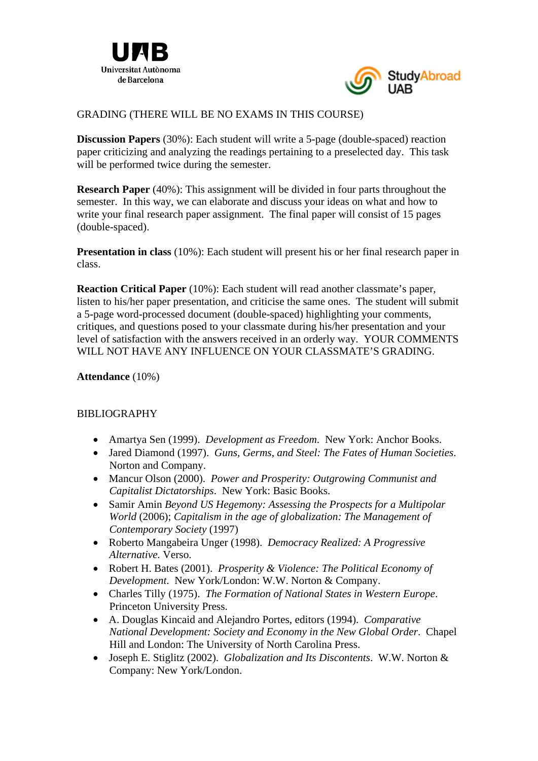## GRADING (THERE WILL BE NO EXAMS IN THIS COURSE)

**Discussion Papers** (30%): Each student will write a 5-page (double-spaced) reaction paper criticizing and analyzing the readings pertaining to a preselected day. This task will be performed twice during the semester.

**Research Paper** (40%): This assignment will be divided in four parts throughout the semester. In this way, we can elaborate and discuss your ideas on what and how to write your final research paper assignment. The final paper will consist of 15 pages (double-spaced).

**Presentation in class** (10%): Each student will present his or her final research paper in class.

**Reaction Critical Paper** (10%): Each student will read another classmate's paper, listen to his/her paper presentation, and criticise the same ones. The student will submit a 5-page word-processed document (double-spaced) highlighting your comments, critiques, and questions posed to your classmate during his/her presentation and your level of satisfaction with the answers received in an orderly way. YOUR COMMENTS WILL NOT HAVE ANY INFLUENCE ON YOUR CLASSMATE'S GRADING.

**Attendance** (10%)

## BIBLIOGRAPHY

- Amartya Sen (1999). *Development as Freedom*. New York: Anchor Books.
- Jared Diamond (1997). *Guns, Germs, and Steel: The Fates of Human Societies*. Norton and Company.
- Mancur Olson (2000). *Power and Prosperity: Outgrowing Communist and Capitalist Dictatorships*. New York: Basic Books.
- Samir Amin *Beyond US Hegemony: Assessing the Prospects for a Multipolar World* (2006); *Capitalism in the age of globalization: The Management of Contemporary Society* (1997)
- Roberto Mangabeira Unger (1998). *Democracy Realized: A Progressive Alternative.* Verso.
- Robert H. Bates (2001). *Prosperity & Violence: The Political Economy of Development*. New York/London: W.W. Norton & Company.
- Charles Tilly (1975). *The Formation of National States in Western Europe*. Princeton University Press.
- A. Douglas Kincaid and Alejandro Portes, editors (1994). *Comparative National Development: Society and Economy in the New Global Order*. Chapel Hill and London: The University of North Carolina Press.
- Joseph E. Stiglitz (2002). *Globalization and Its Discontents*. W.W. Norton & Company: New York/London.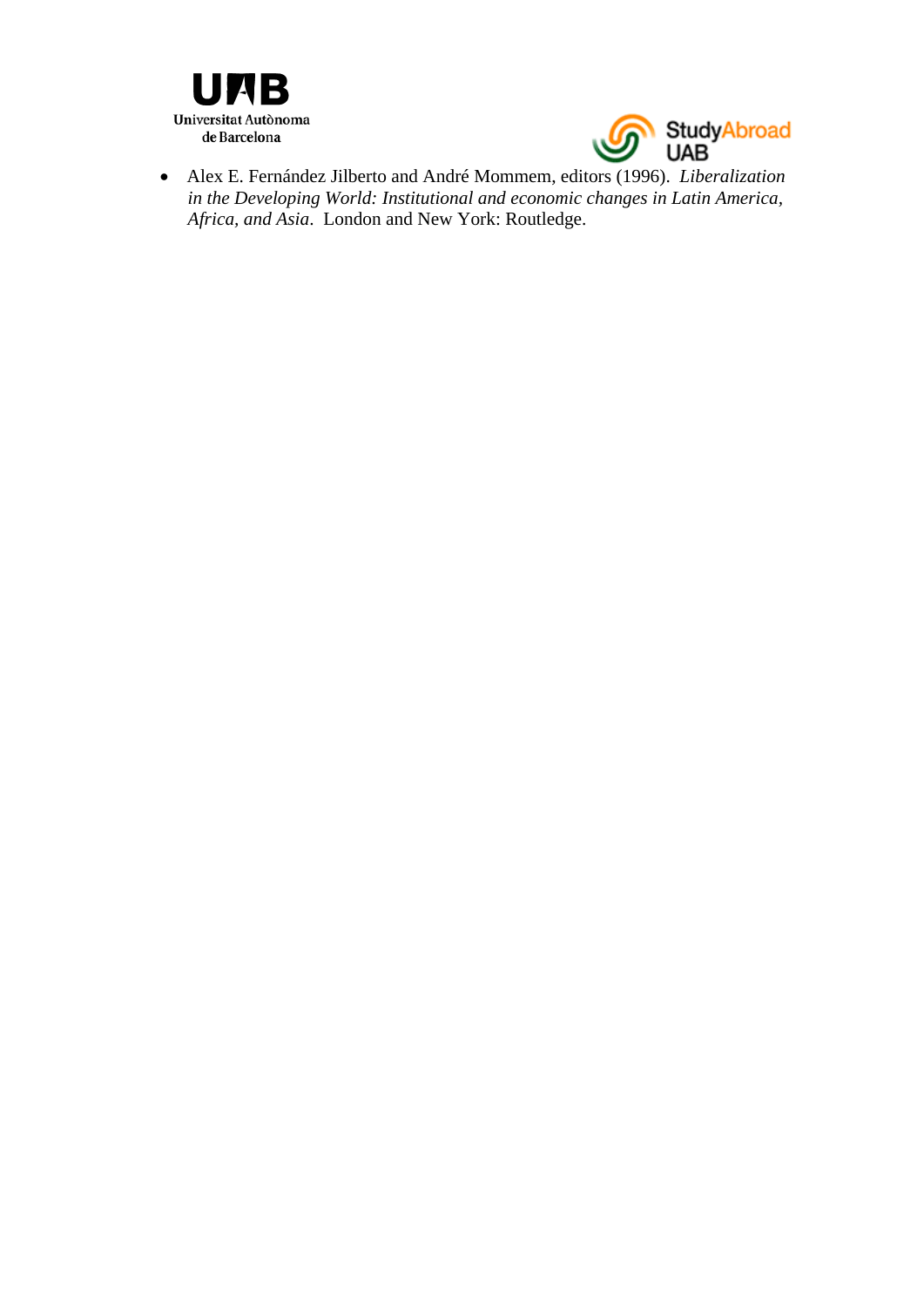- Alex E. Fernández Jilberto and André Mommem, editors (1996). *Liberalization in the Developing World: Institutional and economic changes in Latin America, Africa, and Asia*. London and New York: Routledge.